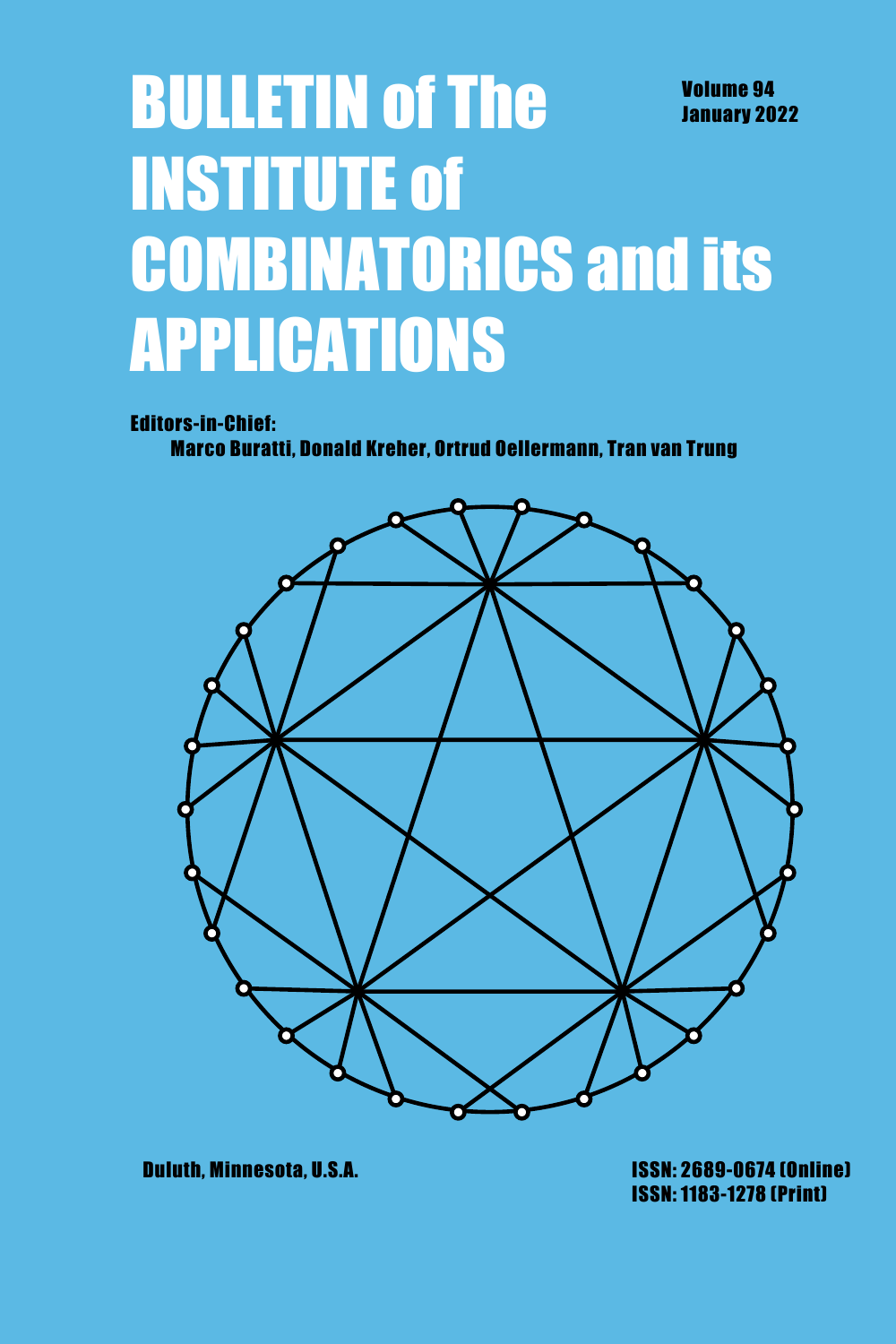# BULLETIN of The INSTITUTE of COMBINATORICS and its APPLICATIONS

**Volume 94**
**January 2022**

**Editors-in-Chief:**
**Marco Buratti, Donald Kreher, Ortrud Oellermann, Tran van Trung**

**Duluth, Minnesota, U.S.A.**

**ISSN: 2689-0674 (Online)**
**ISSN: 1183-1278 (Print)**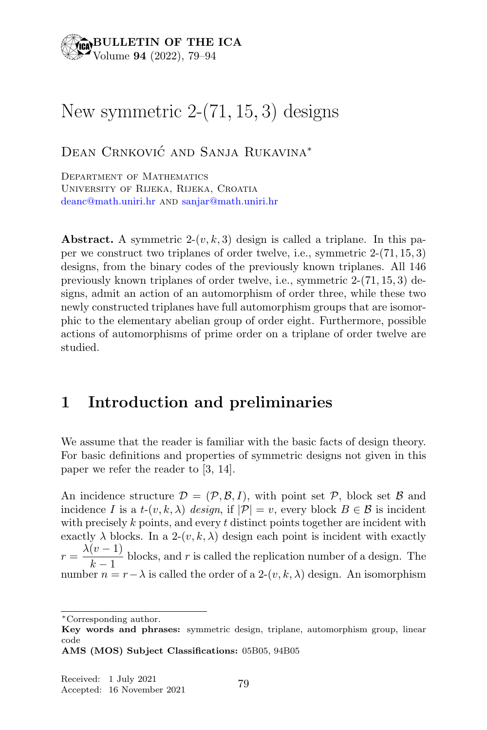# New symmetric 2-$(71, 15, 3)$ designs

Dean Crnković and Sanja Rukavina*

Department of Mathematics
University of Rijeka, Rijeka, Croatia
deanc@math.uniri.hr and sanjar@math.uniri.hr

**Abstract.** A symmetric 2-$(v, k, 3)$ design is called a triplane. In this paper we construct two triplanes of order twelve, i.e., symmetric 2-$(71, 15, 3)$ designs, from the binary codes of the previously known triplanes. All 146 previously known triplanes of order twelve, i.e., symmetric 2-$(71, 15, 3)$ designs, admit an action of an automorphism of order three, while these two newly constructed triplanes have full automorphism groups that are isomorphic to the elementary abelian group of order eight. Furthermore, possible actions of automorphisms of prime order on a triplane of order twelve are studied.

## 1 Introduction and preliminaries

We assume that the reader is familiar with the basic facts of design theory. For basic definitions and properties of symmetric designs not given in this paper we refer the reader to [3, 14].

An incidence structure $\mathcal{D} = (\mathcal{P}, \mathcal{B}, I)$, with point set $\mathcal{P}$, block set $\mathcal{B}$ and incidence $I$ is a $t$-$(v, k, \lambda)$ *design*, if $|\mathcal{P}| = v$, every block $B \in \mathcal{B}$ is incident with precisely $k$ points, and every $t$ distinct points together are incident with exactly $\lambda$ blocks. In a 2-$(v, k, \lambda)$ design each point is incident with exactly $r = \dfrac{\lambda(v-1)}{k-1}$ blocks, and $r$ is called the replication number of a design. The number $n = r - \lambda$ is called the order of a 2-$(v, k, \lambda)$ design. An isomorphism

---

*Corresponding author.

**Key words and phrases:** symmetric design, triplane, automorphism group, linear code

**AMS (MOS) Subject Classifications:** 05B05, 94B05

Received: 1 July 2021
Accepted: 16 November 2021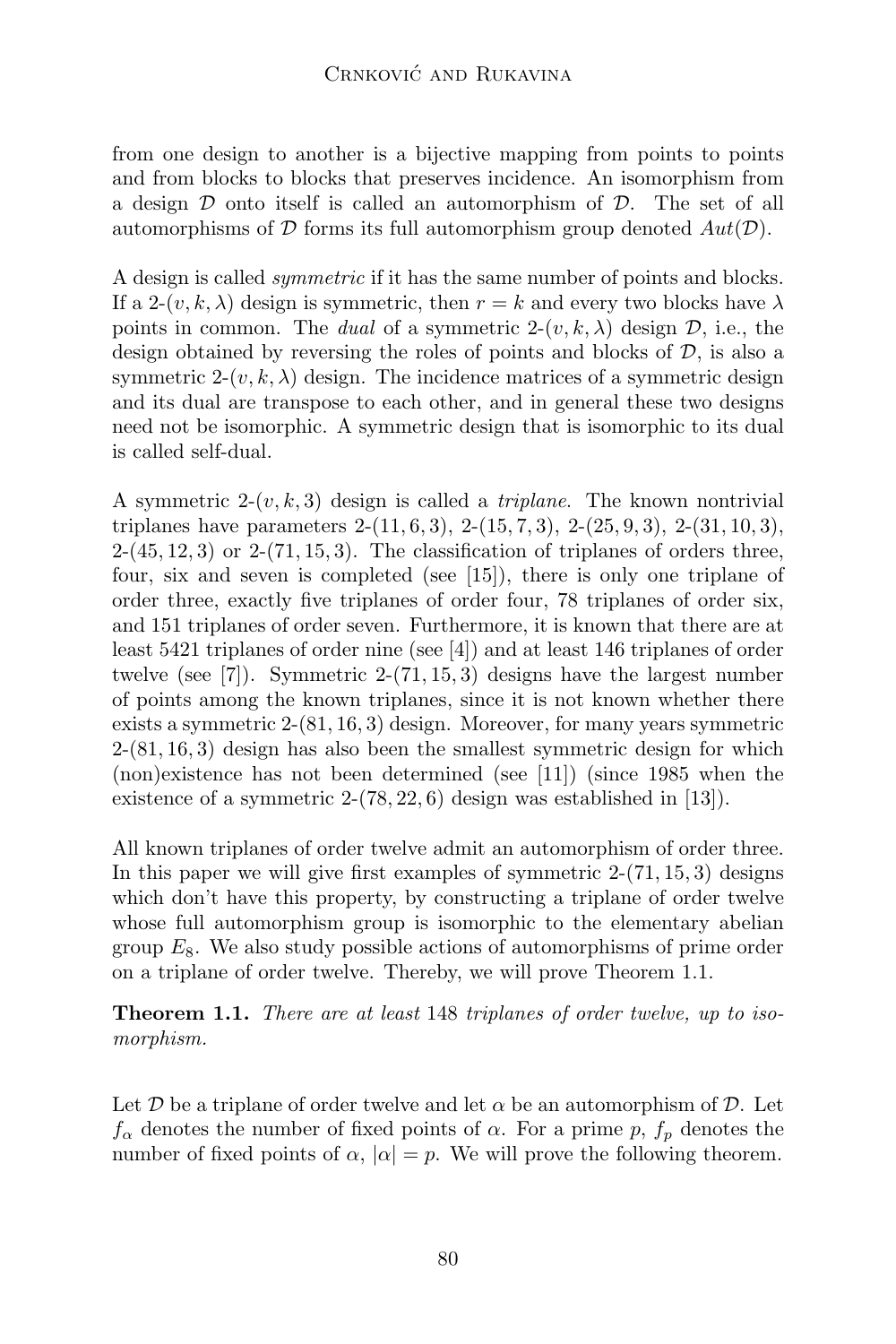from one design to another is a bijective mapping from points to points and from blocks to blocks that preserves incidence. An isomorphism from a design $\mathcal{D}$ onto itself is called an automorphism of $\mathcal{D}$. The set of all automorphisms of $\mathcal{D}$ forms its full automorphism group denoted $Aut(\mathcal{D})$.

A design is called *symmetric* if it has the same number of points and blocks. If a 2-$(v, k, \lambda)$ design is symmetric, then $r = k$ and every two blocks have $\lambda$ points in common. The *dual* of a symmetric 2-$(v, k, \lambda)$ design $\mathcal{D}$, i.e., the design obtained by reversing the roles of points and blocks of $\mathcal{D}$, is also a symmetric 2-$(v, k, \lambda)$ design. The incidence matrices of a symmetric design and its dual are transpose to each other, and in general these two designs need not be isomorphic. A symmetric design that is isomorphic to its dual is called self-dual.

A symmetric 2-$(v, k, 3)$ design is called a *triplane*. The known nontrivial triplanes have parameters 2-$(11, 6, 3)$, 2-$(15, 7, 3)$, 2-$(25, 9, 3)$, 2-$(31, 10, 3)$, 2-$(45, 12, 3)$ or 2-$(71, 15, 3)$. The classification of triplanes of orders three, four, six and seven is completed (see [15]), there is only one triplane of order three, exactly five triplanes of order four, 78 triplanes of order six, and 151 triplanes of order seven. Furthermore, it is known that there are at least 5421 triplanes of order nine (see [4]) and at least 146 triplanes of order twelve (see [7]). Symmetric 2-$(71, 15, 3)$ designs have the largest number of points among the known triplanes, since it is not known whether there exists a symmetric 2-$(81, 16, 3)$ design. Moreover, for many years symmetric 2-$(81, 16, 3)$ design has also been the smallest symmetric design for which (non)existence has not been determined (see [11]) (since 1985 when the existence of a symmetric 2-$(78, 22, 6)$ design was established in [13]).

All known triplanes of order twelve admit an automorphism of order three. In this paper we will give first examples of symmetric 2-$(71, 15, 3)$ designs which don't have this property, by constructing a triplane of order twelve whose full automorphism group is isomorphic to the elementary abelian group $E_8$. We also study possible actions of automorphisms of prime order on a triplane of order twelve. Thereby, we will prove Theorem 1.1.

**Theorem 1.1.** *There are at least* 148 *triplanes of order twelve, up to isomorphism.*

Let $\mathcal{D}$ be a triplane of order twelve and let $\alpha$ be an automorphism of $\mathcal{D}$. Let $f_\alpha$ denotes the number of fixed points of $\alpha$. For a prime $p$, $f_p$ denotes the number of fixed points of $\alpha$, $|\alpha| = p$. We will prove the following theorem.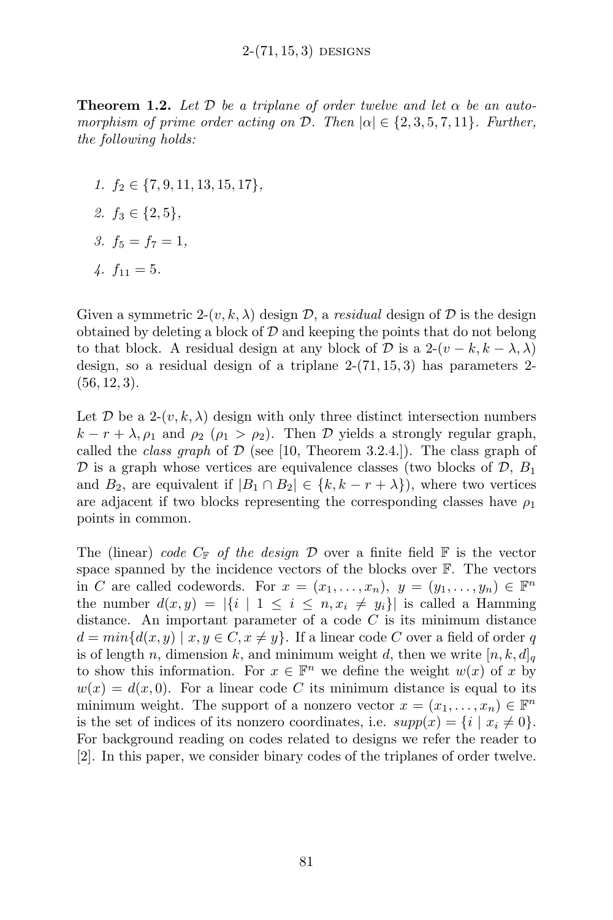**Theorem 1.2.** *Let $\mathcal{D}$ be a triplane of order twelve and let $\alpha$ be an automorphism of prime order acting on $\mathcal{D}$. Then $|\alpha| \in \{2, 3, 5, 7, 11\}$. Further, the following holds:*

1. $f_2 \in \{7, 9, 11, 13, 15, 17\}$,
2. $f_3 \in \{2, 5\}$,
3. $f_5 = f_7 = 1$,
4. $f_{11} = 5$.

Given a symmetric 2-$(v, k, \lambda)$ design $\mathcal{D}$, a *residual* design of $\mathcal{D}$ is the design obtained by deleting a block of $\mathcal{D}$ and keeping the points that do not belong to that block. A residual design at any block of $\mathcal{D}$ is a 2-$(v-k, k-\lambda, \lambda)$ design, so a residual design of a triplane 2-$(71, 15, 3)$ has parameters 2-$(56, 12, 3)$.

Let $\mathcal{D}$ be a 2-$(v, k, \lambda)$ design with only three distinct intersection numbers $k - r + \lambda, \rho_1$ and $\rho_2$ ($\rho_1 > \rho_2$). Then $\mathcal{D}$ yields a strongly regular graph, called the *class graph* of $\mathcal{D}$ (see [10, Theorem 3.2.4.]). The class graph of $\mathcal{D}$ is a graph whose vertices are equivalence classes (two blocks of $\mathcal{D}$, $B_1$ and $B_2$, are equivalent if $|B_1 \cap B_2| \in \{k, k - r + \lambda\}$), where two vertices are adjacent if two blocks representing the corresponding classes have $\rho_1$ points in common.

The (linear) *code $C_{\mathbb{F}}$ of the design $\mathcal{D}$* over a finite field $\mathbb{F}$ is the vector space spanned by the incidence vectors of the blocks over $\mathbb{F}$. The vectors in $C$ are called codewords. For $x = (x_1, \ldots, x_n),\ y = (y_1, \ldots, y_n) \in \mathbb{F}^n$ the number $d(x, y) = |\{i \mid 1 \leq i \leq n, x_i \neq y_i\}|$ is called a Hamming distance. An important parameter of a code $C$ is its minimum distance $d = min\{d(x, y) \mid x, y \in C, x \neq y\}$. If a linear code $C$ over a field of order $q$ is of length $n$, dimension $k$, and minimum weight $d$, then we write $[n, k, d]_q$ to show this information. For $x \in \mathbb{F}^n$ we define the weight $w(x)$ of $x$ by $w(x) = d(x, 0)$. For a linear code $C$ its minimum distance is equal to its minimum weight. The support of a nonzero vector $x = (x_1, \ldots, x_n) \in \mathbb{F}^n$ is the set of indices of its nonzero coordinates, i.e. $supp(x) = \{i \mid x_i \neq 0\}$. For background reading on codes related to designs we refer the reader to [2]. In this paper, we consider binary codes of the triplanes of order twelve.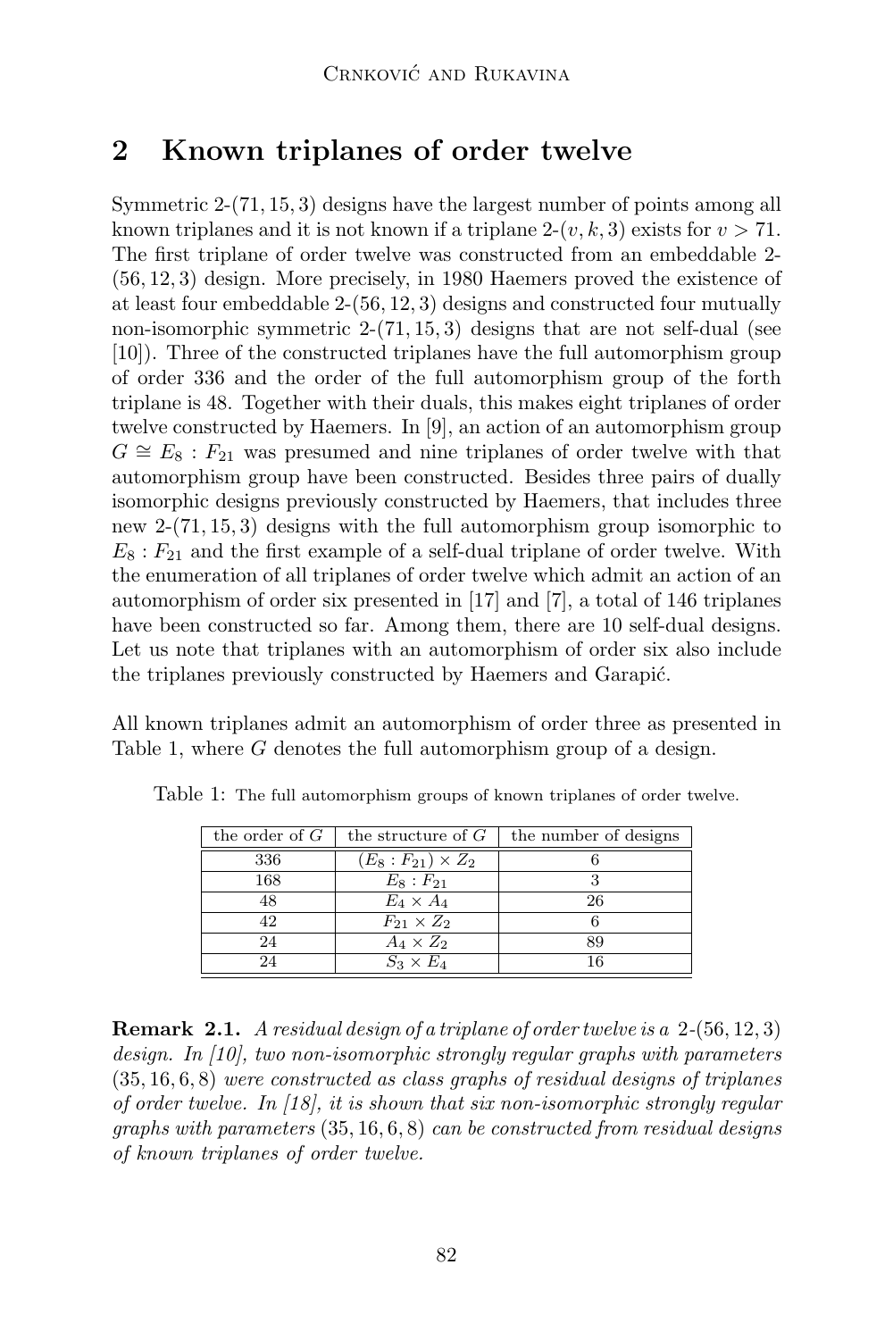## 2 Known triplanes of order twelve

Symmetric 2-$(71, 15, 3)$ designs have the largest number of points among all known triplanes and it is not known if a triplane 2-$(v, k, 3)$ exists for $v > 71$. The first triplane of order twelve was constructed from an embeddable 2-$(56, 12, 3)$ design. More precisely, in 1980 Haemers proved the existence of at least four embeddable 2-$(56, 12, 3)$ designs and constructed four mutually non-isomorphic symmetric 2-$(71, 15, 3)$ designs that are not self-dual (see [10]). Three of the constructed triplanes have the full automorphism group of order 336 and the order of the full automorphism group of the forth triplane is 48. Together with their duals, this makes eight triplanes of order twelve constructed by Haemers. In [9], an action of an automorphism group $G \cong E_8 : F_{21}$ was presumed and nine triplanes of order twelve with that automorphism group have been constructed. Besides three pairs of dually isomorphic designs previously constructed by Haemers, that includes three new 2-$(71, 15, 3)$ designs with the full automorphism group isomorphic to $E_8 : F_{21}$ and the first example of a self-dual triplane of order twelve. With the enumeration of all triplanes of order twelve which admit an action of an automorphism of order six presented in [17] and [7], a total of 146 triplanes have been constructed so far. Among them, there are 10 self-dual designs. Let us note that triplanes with an automorphism of order six also include the triplanes previously constructed by Haemers and Garapić.

All known triplanes admit an automorphism of order three as presented in Table 1, where $G$ denotes the full automorphism group of a design.

Table 1: The full automorphism groups of known triplanes of order twelve.

| the order of $G$ | the structure of $G$ | the number of designs |
|---|---|---|
| 336 | $(E_8 : F_{21}) \times Z_2$ | 6 |
| 168 | $E_8 : F_{21}$ | 3 |
| 48 | $E_4 \times A_4$ | 26 |
| 42 | $F_{21} \times Z_2$ | 6 |
| 24 | $A_4 \times Z_2$ | 89 |
| 24 | $S_3 \times E_4$ | 16 |

**Remark 2.1.** *A residual design of a triplane of order twelve is a* 2-$(56, 12, 3)$ *design. In [10], two non-isomorphic strongly regular graphs with parameters* $(35, 16, 6, 8)$ *were constructed as class graphs of residual designs of triplanes of order twelve. In [18], it is shown that six non-isomorphic strongly regular graphs with parameters* $(35, 16, 6, 8)$ *can be constructed from residual designs of known triplanes of order twelve.*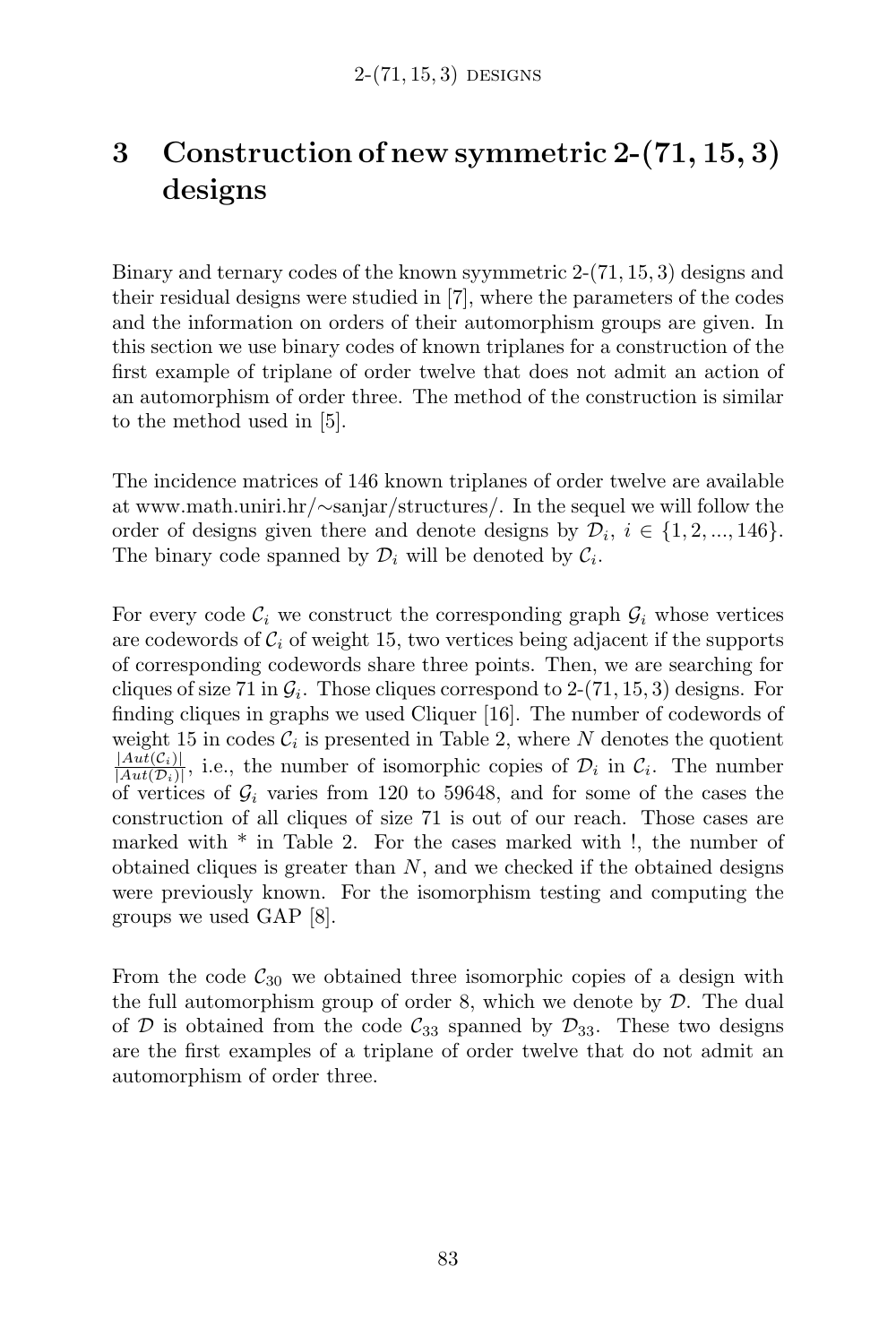## 3 Construction of new symmetric 2-$(71, 15, 3)$ designs

Binary and ternary codes of the known syymmetric 2-$(71, 15, 3)$ designs and their residual designs were studied in [7], where the parameters of the codes and the information on orders of their automorphism groups are given. In this section we use binary codes of known triplanes for a construction of the first example of triplane of order twelve that does not admit an action of an automorphism of order three. The method of the construction is similar to the method used in [5].

The incidence matrices of 146 known triplanes of order twelve are available at www.math.uniri.hr/∼sanjar/structures/. In the sequel we will follow the order of designs given there and denote designs by $\mathcal{D}_i$, $i \in \{1, 2, ..., 146\}$. The binary code spanned by $\mathcal{D}_i$ will be denoted by $\mathcal{C}_i$.

For every code $\mathcal{C}_i$ we construct the corresponding graph $\mathcal{G}_i$ whose vertices are codewords of $\mathcal{C}_i$ of weight 15, two vertices being adjacent if the supports of corresponding codewords share three points. Then, we are searching for cliques of size 71 in $\mathcal{G}_i$. Those cliques correspond to 2-$(71, 15, 3)$ designs. For finding cliques in graphs we used Cliquer [16]. The number of codewords of weight 15 in codes $\mathcal{C}_i$ is presented in Table 2, where $N$ denotes the quotient $\frac{|Aut(\mathcal{C}_i)|}{|Aut(\mathcal{D}_i)|}$, i.e., the number of isomorphic copies of $\mathcal{D}_i$ in $\mathcal{C}_i$. The number of vertices of $\mathcal{G}_i$ varies from 120 to 59648, and for some of the cases the construction of all cliques of size 71 is out of our reach. Those cases are marked with * in Table 2. For the cases marked with !, the number of obtained cliques is greater than $N$, and we checked if the obtained designs were previously known. For the isomorphism testing and computing the groups we used GAP [8].

From the code $\mathcal{C}_{30}$ we obtained three isomorphic copies of a design with the full automorphism group of order 8, which we denote by $\mathcal{D}$. The dual of $\mathcal{D}$ is obtained from the code $\mathcal{C}_{33}$ spanned by $\mathcal{D}_{33}$. These two designs are the first examples of a triplane of order twelve that do not admit an automorphism of order three.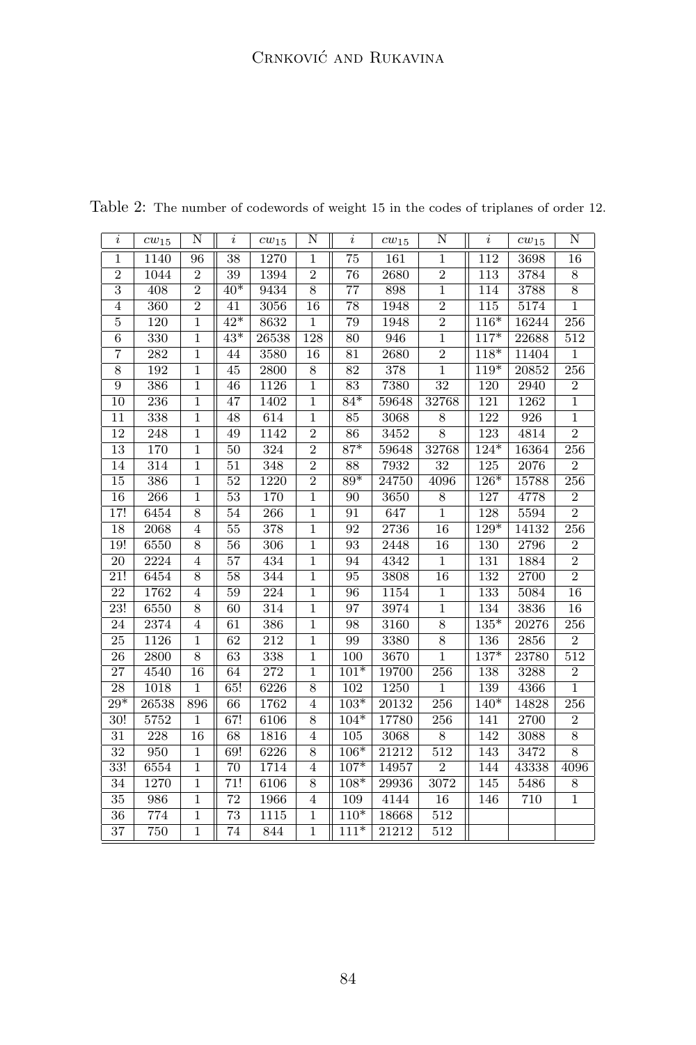Table 2: The number of codewords of weight 15 in the codes of triplanes of order 12.

| $i$ | $cw_{15}$ | N | $i$ | $cw_{15}$ | N | $i$ | $cw_{15}$ | N | $i$ | $cw_{15}$ | N |
|---|---|---|---|---|---|---|---|---|---|---|---|
| 1 | 1140 | 96 | 38 | 1270 | 1 | 75 | 161 | 1 | 112 | 3698 | 16 |
| 2 | 1044 | 2 | 39 | 1394 | 2 | 76 | 2680 | 2 | 113 | 3784 | 8 |
| 3 | 408 | 2 | 40* | 9434 | 8 | 77 | 898 | 1 | 114 | 3788 | 8 |
| 4 | 360 | 2 | 41 | 3056 | 16 | 78 | 1948 | 2 | 115 | 5174 | 1 |
| 5 | 120 | 1 | 42* | 8632 | 1 | 79 | 1948 | 2 | 116* | 16244 | 256 |
| 6 | 330 | 1 | 43* | 26538 | 128 | 80 | 946 | 1 | 117* | 22688 | 512 |
| 7 | 282 | 1 | 44 | 3580 | 16 | 81 | 2680 | 2 | 118* | 11404 | 1 |
| 8 | 192 | 1 | 45 | 2800 | 8 | 82 | 378 | 1 | 119* | 20852 | 256 |
| 9 | 386 | 1 | 46 | 1126 | 1 | 83 | 7380 | 32 | 120 | 2940 | 2 |
| 10 | 236 | 1 | 47 | 1402 | 1 | 84* | 59648 | 32768 | 121 | 1262 | 1 |
| 11 | 338 | 1 | 48 | 614 | 1 | 85 | 3068 | 8 | 122 | 926 | 1 |
| 12 | 248 | 1 | 49 | 1142 | 2 | 86 | 3452 | 8 | 123 | 4814 | 2 |
| 13 | 170 | 1 | 50 | 324 | 2 | 87* | 59648 | 32768 | 124* | 16364 | 256 |
| 14 | 314 | 1 | 51 | 348 | 2 | 88 | 7932 | 32 | 125 | 2076 | 2 |
| 15 | 386 | 1 | 52 | 1220 | 2 | 89* | 24750 | 4096 | 126* | 15788 | 256 |
| 16 | 266 | 1 | 53 | 170 | 1 | 90 | 3650 | 8 | 127 | 4778 | 2 |
| 17! | 6454 | 8 | 54 | 266 | 1 | 91 | 647 | 1 | 128 | 5594 | 2 |
| 18 | 2068 | 4 | 55 | 378 | 1 | 92 | 2736 | 16 | 129* | 14132 | 256 |
| 19! | 6550 | 8 | 56 | 306 | 1 | 93 | 2448 | 16 | 130 | 2796 | 2 |
| 20 | 2224 | 4 | 57 | 434 | 1 | 94 | 4342 | 1 | 131 | 1884 | 2 |
| 21! | 6454 | 8 | 58 | 344 | 1 | 95 | 3808 | 16 | 132 | 2700 | 2 |
| 22 | 1762 | 4 | 59 | 224 | 1 | 96 | 1154 | 1 | 133 | 5084 | 16 |
| 23! | 6550 | 8 | 60 | 314 | 1 | 97 | 3974 | 1 | 134 | 3836 | 16 |
| 24 | 2374 | 4 | 61 | 386 | 1 | 98 | 3160 | 8 | 135* | 20276 | 256 |
| 25 | 1126 | 1 | 62 | 212 | 1 | 99 | 3380 | 8 | 136 | 2856 | 2 |
| 26 | 2800 | 8 | 63 | 338 | 1 | 100 | 3670 | 1 | 137* | 23780 | 512 |
| 27 | 4540 | 16 | 64 | 272 | 1 | 101* | 19700 | 256 | 138 | 3288 | 2 |
| 28 | 1018 | 1 | 65! | 6226 | 8 | 102 | 1250 | 1 | 139 | 4366 | 1 |
| 29* | 26538 | 896 | 66 | 1762 | 4 | 103* | 20132 | 256 | 140* | 14828 | 256 |
| 30! | 5752 | 1 | 67! | 6106 | 8 | 104* | 17780 | 256 | 141 | 2700 | 2 |
| 31 | 228 | 16 | 68 | 1816 | 4 | 105 | 3068 | 8 | 142 | 3088 | 8 |
| 32 | 950 | 1 | 69! | 6226 | 8 | 106* | 21212 | 512 | 143 | 3472 | 8 |
| 33! | 6554 | 1 | 70 | 1714 | 4 | 107* | 14957 | 2 | 144 | 43338 | 4096 |
| 34 | 1270 | 1 | 71! | 6106 | 8 | 108* | 29936 | 3072 | 145 | 5486 | 8 |
| 35 | 986 | 1 | 72 | 1966 | 4 | 109 | 4144 | 16 | 146 | 710 | 1 |
| 36 | 774 | 1 | 73 | 1115 | 1 | 110* | 18668 | 512 | | | |
| 37 | 750 | 1 | 74 | 844 | 1 | 111* | 21212 | 512 | | | |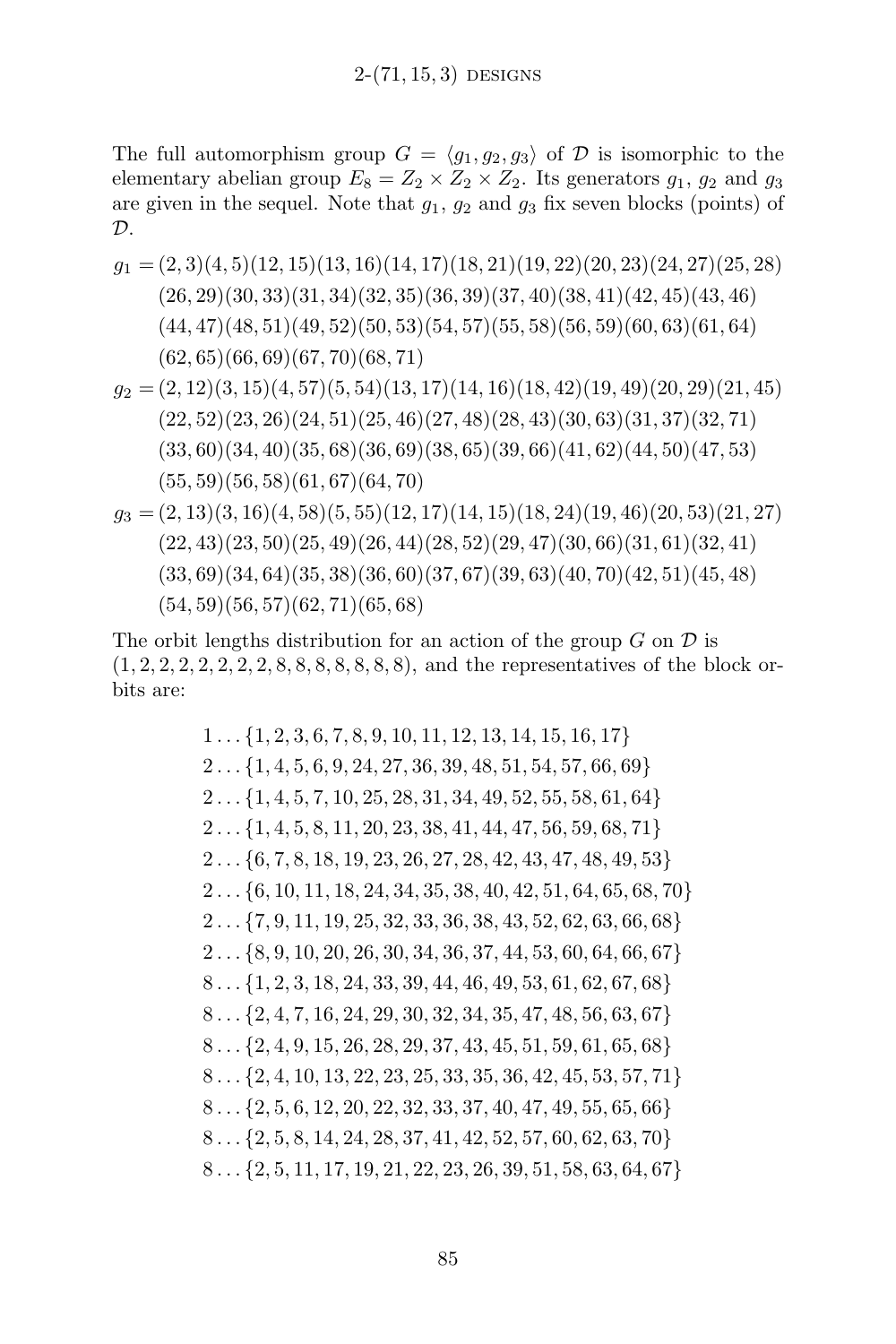The full automorphism group $G = \langle g_1, g_2, g_3 \rangle$ of $\mathcal{D}$ is isomorphic to the elementary abelian group $E_8 = Z_2 \times Z_2 \times Z_2$. Its generators $g_1$, $g_2$ and $g_3$ are given in the sequel. Note that $g_1$, $g_2$ and $g_3$ fix seven blocks (points) of $\mathcal{D}$.

$$
\begin{aligned}
g_1 = \;& (2,3)(4,5)(12,15)(13,16)(14,17)(18,21)(19,22)(20,23)(24,27)(25,28) \\
& (26,29)(30,33)(31,34)(32,35)(36,39)(37,40)(38,41)(42,45)(43,46) \\
& (44,47)(48,51)(49,52)(50,53)(54,57)(55,58)(56,59)(60,63)(61,64) \\
& (62,65)(66,69)(67,70)(68,71) \\
g_2 = \;& (2,12)(3,15)(4,57)(5,54)(13,17)(14,16)(18,42)(19,49)(20,29)(21,45) \\
& (22,52)(23,26)(24,51)(25,46)(27,48)(28,43)(30,63)(31,37)(32,71) \\
& (33,60)(34,40)(35,68)(36,69)(38,65)(39,66)(41,62)(44,50)(47,53) \\
& (55,59)(56,58)(61,67)(64,70) \\
g_3 = \;& (2,13)(3,16)(4,58)(5,55)(12,17)(14,15)(18,24)(19,46)(20,53)(21,27) \\
& (22,43)(23,50)(25,49)(26,44)(28,52)(29,47)(30,66)(31,61)(32,41) \\
& (33,69)(34,64)(35,38)(36,60)(37,67)(39,63)(40,70)(42,51)(45,48) \\
& (54,59)(56,57)(62,71)(65,68)
\end{aligned}
$$

The orbit lengths distribution for an action of the group $G$ on $\mathcal{D}$ is $(1, 2, 2, 2, 2, 2, 2, 2, 8, 8, 8, 8, 8, 8, 8)$, and the representatives of the block orbits are:

$$
\begin{aligned}
&1 \ldots \{1, 2, 3, 6, 7, 8, 9, 10, 11, 12, 13, 14, 15, 16, 17\} \\
&2 \ldots \{1, 4, 5, 6, 9, 24, 27, 36, 39, 48, 51, 54, 57, 66, 69\} \\
&2 \ldots \{1, 4, 5, 7, 10, 25, 28, 31, 34, 49, 52, 55, 58, 61, 64\} \\
&2 \ldots \{1, 4, 5, 8, 11, 20, 23, 38, 41, 44, 47, 56, 59, 68, 71\} \\
&2 \ldots \{6, 7, 8, 18, 19, 23, 26, 27, 28, 42, 43, 47, 48, 49, 53\} \\
&2 \ldots \{6, 10, 11, 18, 24, 34, 35, 38, 40, 42, 51, 64, 65, 68, 70\} \\
&2 \ldots \{7, 9, 11, 19, 25, 32, 33, 36, 38, 43, 52, 62, 63, 66, 68\} \\
&2 \ldots \{8, 9, 10, 20, 26, 30, 34, 36, 37, 44, 53, 60, 64, 66, 67\} \\
&8 \ldots \{1, 2, 3, 18, 24, 33, 39, 44, 46, 49, 53, 61, 62, 67, 68\} \\
&8 \ldots \{2, 4, 7, 16, 24, 29, 30, 32, 34, 35, 47, 48, 56, 63, 67\} \\
&8 \ldots \{2, 4, 9, 15, 26, 28, 29, 37, 43, 45, 51, 59, 61, 65, 68\} \\
&8 \ldots \{2, 4, 10, 13, 22, 23, 25, 33, 35, 36, 42, 45, 53, 57, 71\} \\
&8 \ldots \{2, 5, 6, 12, 20, 22, 32, 33, 37, 40, 47, 49, 55, 65, 66\} \\
&8 \ldots \{2, 5, 8, 14, 24, 28, 37, 41, 42, 52, 57, 60, 62, 63, 70\} \\
&8 \ldots \{2, 5, 11, 17, 19, 21, 22, 23, 26, 39, 51, 58, 63, 64, 67\}
\end{aligned}
$$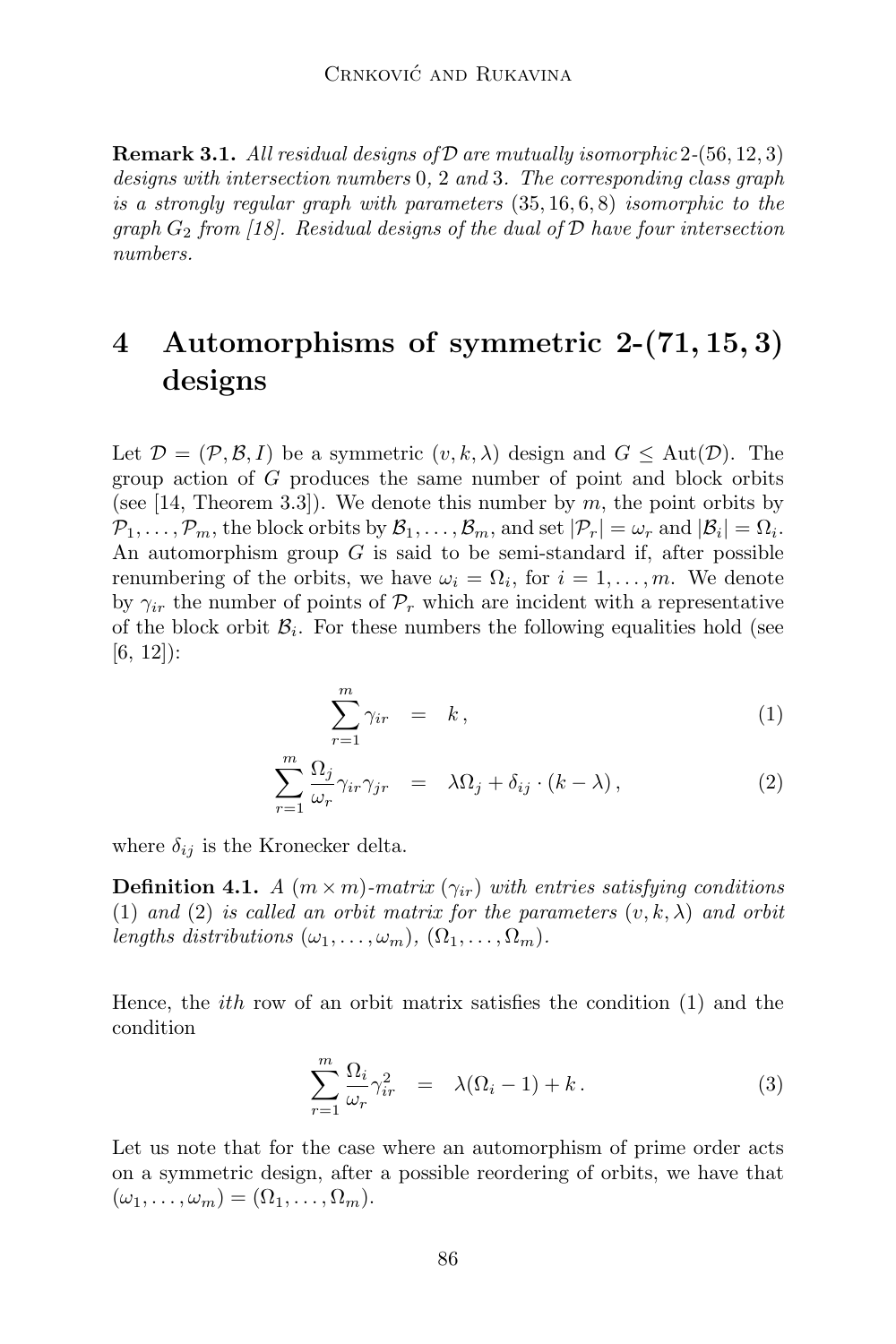**Remark 3.1.** *All residual designs of $\mathcal{D}$ are mutually isomorphic 2-$(56, 12, 3)$ designs with intersection numbers 0, 2 and 3. The corresponding class graph is a strongly regular graph with parameters $(35, 16, 6, 8)$ isomorphic to the graph $G_2$ from [18]. Residual designs of the dual of $\mathcal{D}$ have four intersection numbers.*

# 4 Automorphisms of symmetric 2-$(71, 15, 3)$ designs

Let $\mathcal{D} = (\mathcal{P}, \mathcal{B}, I)$ be a symmetric $(v, k, \lambda)$ design and $G \leq \mathrm{Aut}(\mathcal{D})$. The group action of $G$ produces the same number of point and block orbits (see [14, Theorem 3.3]). We denote this number by $m$, the point orbits by $\mathcal{P}_1, \ldots, \mathcal{P}_m$, the block orbits by $\mathcal{B}_1, \ldots, \mathcal{B}_m$, and set $|\mathcal{P}_r| = \omega_r$ and $|\mathcal{B}_i| = \Omega_i$. An automorphism group $G$ is said to be semi-standard if, after possible renumbering of the orbits, we have $\omega_i = \Omega_i$, for $i = 1, \ldots, m$. We denote by $\gamma_{ir}$ the number of points of $\mathcal{P}_r$ which are incident with a representative of the block orbit $\mathcal{B}_i$. For these numbers the following equalities hold (see [6, 12]):

$$\sum_{r=1}^{m} \gamma_{ir} = k\,, \tag{1}$$

$$\sum_{r=1}^{m} \frac{\Omega_j}{\omega_r} \gamma_{ir} \gamma_{jr} = \lambda \Omega_j + \delta_{ij} \cdot (k - \lambda)\,, \tag{2}$$

where $\delta_{ij}$ is the Kronecker delta.

**Definition 4.1.** *A $(m \times m)$-matrix $(\gamma_{ir})$ with entries satisfying conditions (1) and (2) is called an orbit matrix for the parameters $(v, k, \lambda)$ and orbit lengths distributions $(\omega_1, \ldots, \omega_m)$, $(\Omega_1, \ldots, \Omega_m)$.*

Hence, the *ith* row of an orbit matrix satisfies the condition (1) and the condition

$$\sum_{r=1}^{m} \frac{\Omega_i}{\omega_r} \gamma_{ir}^2 = \lambda(\Omega_i - 1) + k\,. \tag{3}$$

Let us note that for the case where an automorphism of prime order acts on a symmetric design, after a possible reordering of orbits, we have that $(\omega_1, \ldots, \omega_m) = (\Omega_1, \ldots, \Omega_m)$.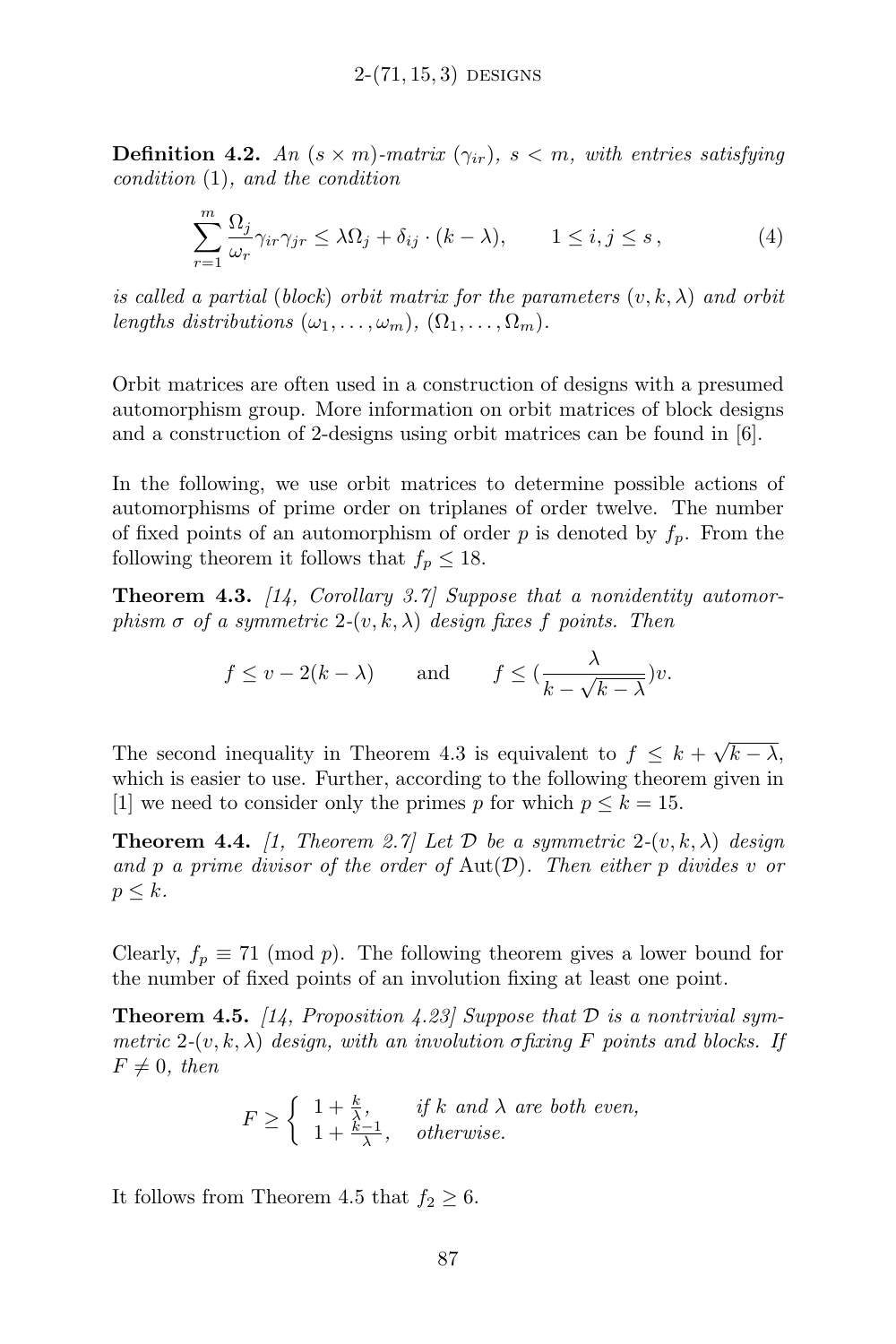**Definition 4.2.** *An $(s \times m)$-matrix $(\gamma_{ir})$, $s < m$, with entries satisfying condition* (1)*, and the condition*

$$\sum_{r=1}^{m} \frac{\Omega_j}{\omega_r} \gamma_{ir} \gamma_{jr} \leq \lambda \Omega_j + \delta_{ij} \cdot (k - \lambda), \qquad 1 \leq i, j \leq s\,, \tag{4}$$

*is called a partial* (*block*) *orbit matrix for the parameters* $(v, k, \lambda)$ *and orbit lengths distributions* $(\omega_1, \ldots, \omega_m)$, $(\Omega_1, \ldots, \Omega_m)$.

Orbit matrices are often used in a construction of designs with a presumed automorphism group. More information on orbit matrices of block designs and a construction of 2-designs using orbit matrices can be found in [6].

In the following, we use orbit matrices to determine possible actions of automorphisms of prime order on triplanes of order twelve. The number of fixed points of an automorphism of order $p$ is denoted by $f_p$. From the following theorem it follows that $f_p \leq 18$.

**Theorem 4.3.** *[14, Corollary 3.7] Suppose that a nonidentity automorphism $\sigma$ of a symmetric 2-$(v, k, \lambda)$ design fixes $f$ points. Then*

$$f \leq v - 2(k - \lambda) \qquad \text{and} \qquad f \leq \left(\frac{\lambda}{k - \sqrt{k - \lambda}}\right) v.$$

The second inequality in Theorem 4.3 is equivalent to $f \leq k + \sqrt{k - \lambda}$, which is easier to use. Further, according to the following theorem given in [1] we need to consider only the primes $p$ for which $p \leq k = 15$.

**Theorem 4.4.** *[1, Theorem 2.7] Let $\mathcal{D}$ be a symmetric 2-$(v, k, \lambda)$ design and $p$ a prime divisor of the order of $\mathrm{Aut}(\mathcal{D})$. Then either $p$ divides $v$ or $p \leq k$.*

Clearly, $f_p \equiv 71 \pmod{p}$. The following theorem gives a lower bound for the number of fixed points of an involution fixing at least one point.

**Theorem 4.5.** *[14, Proposition 4.23] Suppose that $\mathcal{D}$ is a nontrivial symmetric 2-$(v, k, \lambda)$ design, with an involution $\sigma$ fixing $F$ points and blocks. If $F \neq 0$, then*

$$F \geq \begin{cases} 1 + \frac{k}{\lambda}, & \text{if } k \text{ and } \lambda \text{ are both even,} \\ 1 + \frac{k-1}{\lambda}, & \text{otherwise.} \end{cases}$$

It follows from Theorem 4.5 that $f_2 \geq 6$.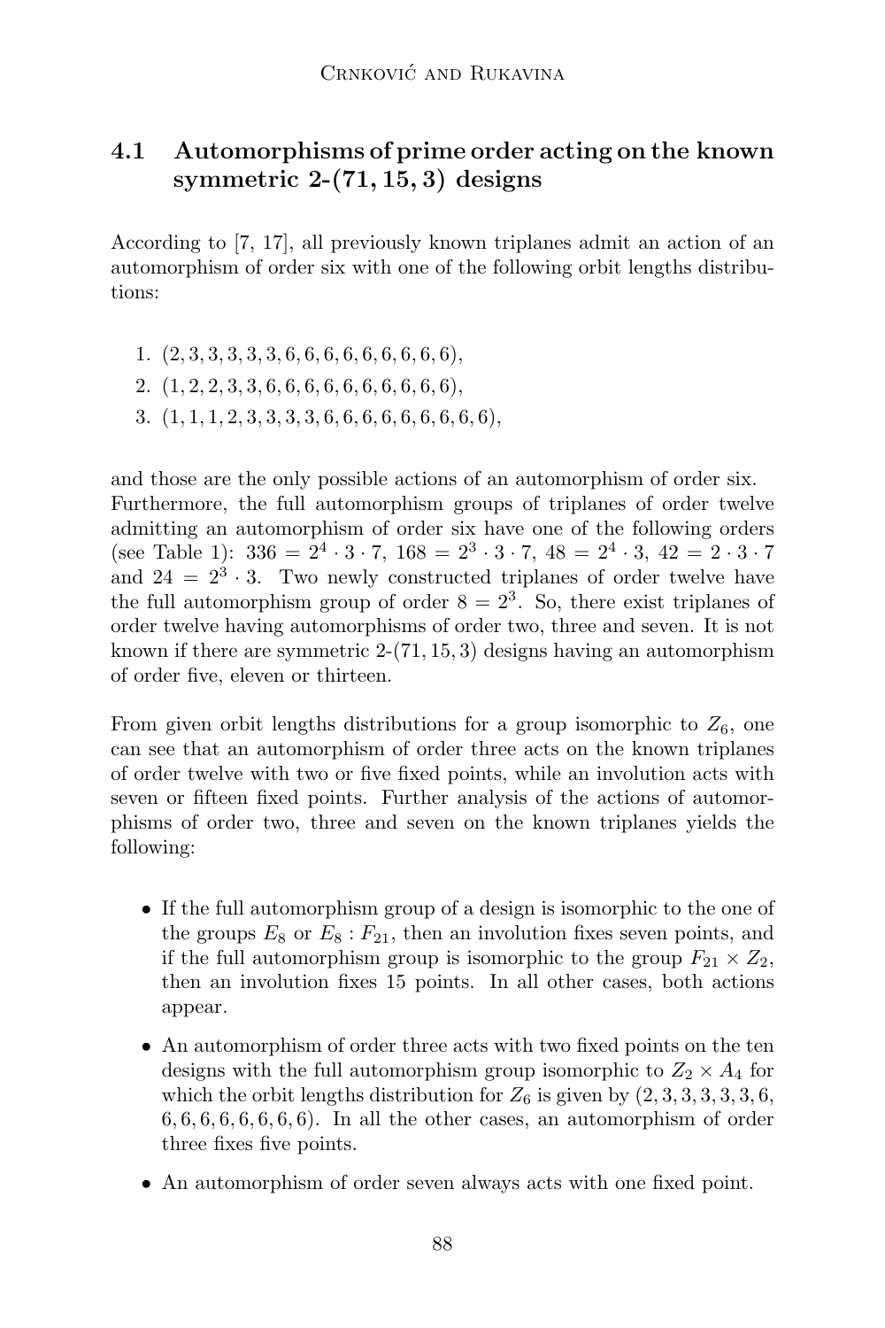## 4.1 Automorphisms of prime order acting on the known symmetric 2-(71, 15, 3) designs

According to [7, 17], all previously known triplanes admit an action of an automorphism of order six with one of the following orbit lengths distributions:

1. $(2, 3, 3, 3, 3, 3, 6, 6, 6, 6, 6, 6, 6, 6, 6)$,
2. $(1, 2, 2, 3, 3, 6, 6, 6, 6, 6, 6, 6, 6, 6)$,
3. $(1, 1, 1, 2, 3, 3, 3, 3, 6, 6, 6, 6, 6, 6, 6, 6)$,

and those are the only possible actions of an automorphism of order six. Furthermore, the full automorphism groups of triplanes of order twelve admitting an automorphism of order six have one of the following orders (see Table 1): $336 = 2^4 \cdot 3 \cdot 7$, $168 = 2^3 \cdot 3 \cdot 7$, $48 = 2^4 \cdot 3$, $42 = 2 \cdot 3 \cdot 7$ and $24 = 2^3 \cdot 3$. Two newly constructed triplanes of order twelve have the full automorphism group of order $8 = 2^3$. So, there exist triplanes of order twelve having automorphisms of order two, three and seven. It is not known if there are symmetric 2-(71, 15, 3) designs having an automorphism of order five, eleven or thirteen.

From given orbit lengths distributions for a group isomorphic to $Z_6$, one can see that an automorphism of order three acts on the known triplanes of order twelve with two or five fixed points, while an involution acts with seven or fifteen fixed points. Further analysis of the actions of automorphisms of order two, three and seven on the known triplanes yields the following:

- If the full automorphism group of a design is isomorphic to the one of the groups $E_8$ or $E_8 : F_{21}$, then an involution fixes seven points, and if the full automorphism group is isomorphic to the group $F_{21} \times Z_2$, then an involution fixes 15 points. In all other cases, both actions appear.
- An automorphism of order three acts with two fixed points on the ten designs with the full automorphism group isomorphic to $Z_2 \times A_4$ for which the orbit lengths distribution for $Z_6$ is given by $(2, 3, 3, 3, 3, 3, 6, 6, 6, 6, 6, 6, 6, 6, 6)$. In all the other cases, an automorphism of order three fixes five points.
- An automorphism of order seven always acts with one fixed point.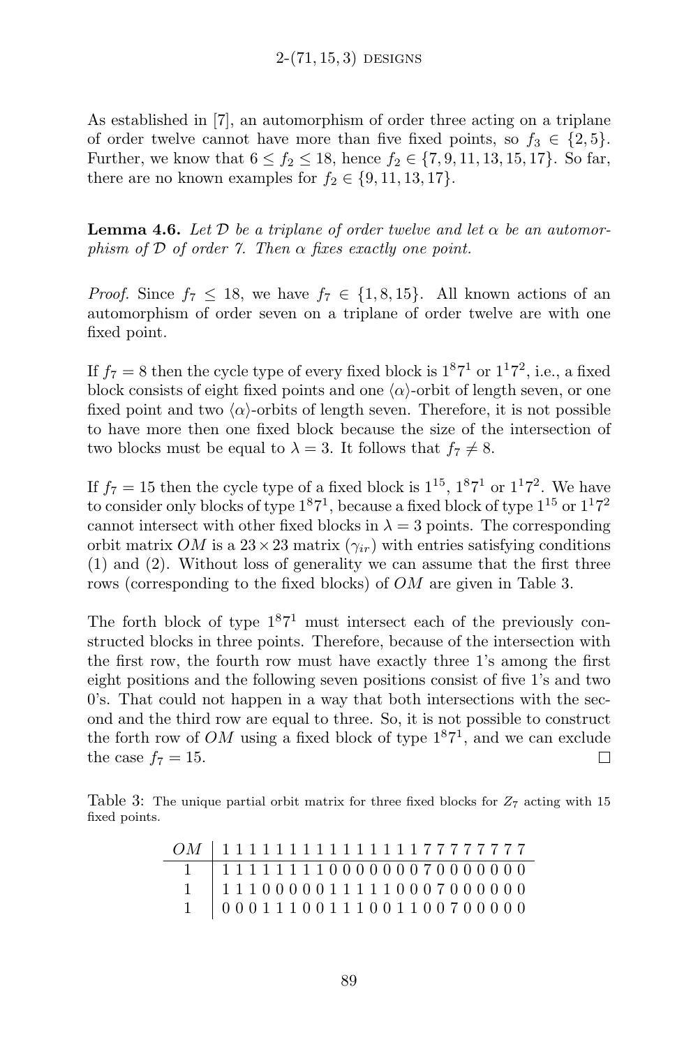As established in [7], an automorphism of order three acting on a triplane of order twelve cannot have more than five fixed points, so $f_3 \in \{2, 5\}$. Further, we know that $6 \le f_2 \le 18$, hence $f_2 \in \{7, 9, 11, 13, 15, 17\}$. So far, there are no known examples for $f_2 \in \{9, 11, 13, 17\}$.

**Lemma 4.6.** *Let $\mathcal{D}$ be a triplane of order twelve and let $\alpha$ be an automorphism of $\mathcal{D}$ of order 7. Then $\alpha$ fixes exactly one point.*

*Proof.* Since $f_7 \le 18$, we have $f_7 \in \{1, 8, 15\}$. All known actions of an automorphism of order seven on a triplane of order twelve are with one fixed point.

If $f_7 = 8$ then the cycle type of every fixed block is $1^8 7^1$ or $1^1 7^2$, i.e., a fixed block consists of eight fixed points and one $\langle\alpha\rangle$-orbit of length seven, or one fixed point and two $\langle\alpha\rangle$-orbits of length seven. Therefore, it is not possible to have more then one fixed block because the size of the intersection of two blocks must be equal to $\lambda = 3$. It follows that $f_7 \neq 8$.

If $f_7 = 15$ then the cycle type of a fixed block is $1^{15}$, $1^8 7^1$ or $1^1 7^2$. We have to consider only blocks of type $1^8 7^1$, because a fixed block of type $1^{15}$ or $1^1 7^2$ cannot intersect with other fixed blocks in $\lambda = 3$ points. The corresponding orbit matrix $OM$ is a $23 \times 23$ matrix $(\gamma_{ir})$ with entries satisfying conditions (1) and (2). Without loss of generality we can assume that the first three rows (corresponding to the fixed blocks) of $OM$ are given in Table 3.

The forth block of type $1^8 7^1$ must intersect each of the previously constructed blocks in three points. Therefore, because of the intersection with the first row, the fourth row must have exactly three 1's among the first eight positions and the following seven positions consist of five 1's and two 0's. That could not happen in a way that both intersections with the second and the third row are equal to three. So, it is not possible to construct the forth row of $OM$ using a fixed block of type $1^8 7^1$, and we can exclude the case $f_7 = 15$. $\square$

Table 3: The unique partial orbit matrix for three fixed blocks for $Z_7$ acting with 15 fixed points.

| $OM$ | 1 | 1 | 1 | 1 | 1 | 1 | 1 | 1 | 1 | 1 | 1 | 1 | 1 | 1 | 1 | 7 | 7 | 7 | 7 | 7 | 7 | 7 | 7 |
|---|---|---|---|---|---|---|---|---|---|---|---|---|---|---|---|---|---|---|---|---|---|---|---|
| 1 | 1 | 1 | 1 | 1 | 1 | 1 | 1 | 1 | 0 | 0 | 0 | 0 | 0 | 0 | 0 | 7 | 0 | 0 | 0 | 0 | 0 | 0 | 0 |
| 1 | 1 | 1 | 1 | 0 | 0 | 0 | 0 | 0 | 1 | 1 | 1 | 1 | 1 | 0 | 0 | 0 | 7 | 0 | 0 | 0 | 0 | 0 | 0 |
| 1 | 0 | 0 | 0 | 1 | 1 | 1 | 0 | 0 | 1 | 1 | 1 | 0 | 0 | 1 | 1 | 0 | 0 | 7 | 0 | 0 | 0 | 0 | 0 |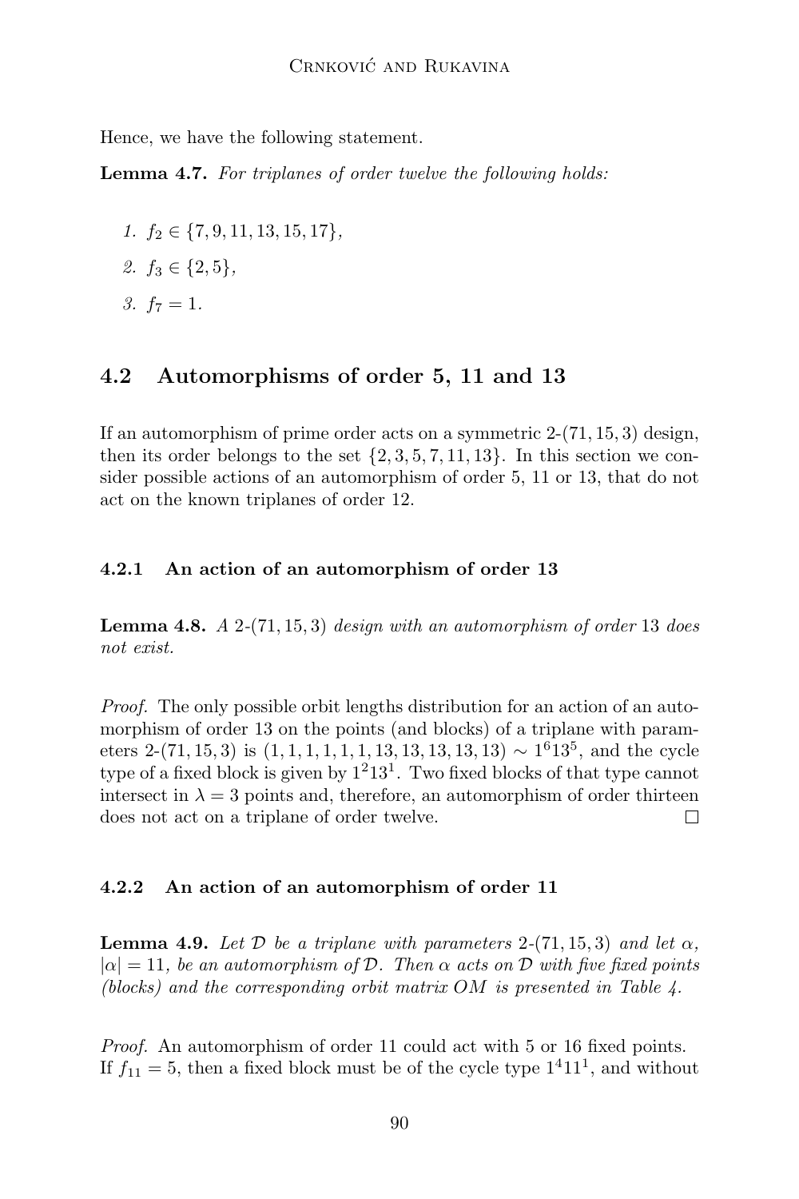Hence, we have the following statement.

**Lemma 4.7.** *For triplanes of order twelve the following holds:*

1. $f_2 \in \{7, 9, 11, 13, 15, 17\}$,
2. $f_3 \in \{2, 5\}$,
3. $f_7 = 1$.

## 4.2 Automorphisms of order 5, 11 and 13

If an automorphism of prime order acts on a symmetric 2-$(71, 15, 3)$ design, then its order belongs to the set $\{2, 3, 5, 7, 11, 13\}$. In this section we consider possible actions of an automorphism of order 5, 11 or 13, that do not act on the known triplanes of order 12.

### 4.2.1 An action of an automorphism of order 13

**Lemma 4.8.** *A* 2-$(71, 15, 3)$ *design with an automorphism of order* 13 *does not exist.*

*Proof.* The only possible orbit lengths distribution for an action of an automorphism of order 13 on the points (and blocks) of a triplane with parameters 2-$(71, 15, 3)$ is $(1, 1, 1, 1, 1, 1, 13, 13, 13, 13, 13) \sim 1^6 13^5$, and the cycle type of a fixed block is given by $1^2 13^1$. Two fixed blocks of that type cannot intersect in $\lambda = 3$ points and, therefore, an automorphism of order thirteen does not act on a triplane of order twelve. □

### 4.2.2 An action of an automorphism of order 11

**Lemma 4.9.** *Let $\mathcal{D}$ be a triplane with parameters* 2-$(71, 15, 3)$ *and let $\alpha$, $|\alpha| = 11$, be an automorphism of $\mathcal{D}$. Then $\alpha$ acts on $\mathcal{D}$ with five fixed points (blocks) and the corresponding orbit matrix $OM$ is presented in Table 4.*

*Proof.* An automorphism of order 11 could act with 5 or 16 fixed points. If $f_{11} = 5$, then a fixed block must be of the cycle type $1^4 11^1$, and without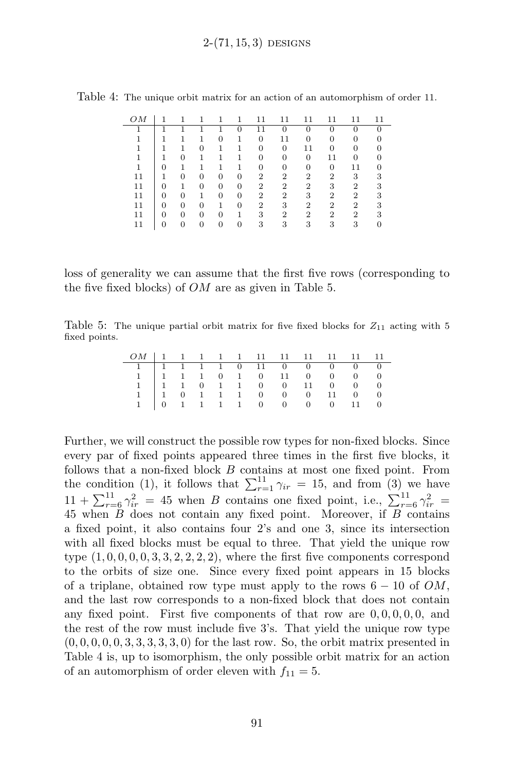Table 4: The unique orbit matrix for an action of an automorphism of order 11.

| $OM$ | 1 | 1 | 1 | 1 | 1 | 11 | 11 | 11 | 11 | 11 | 11 |
|---|---|---|---|---|---|---|---|---|---|---|---|
| 1 | 1 | 1 | 1 | 1 | 0 | 11 | 0 | 0 | 0 | 0 | 0 |
| 1 | 1 | 1 | 1 | 0 | 1 | 0 | 11 | 0 | 0 | 0 | 0 |
| 1 | 1 | 1 | 0 | 1 | 1 | 0 | 0 | 11 | 0 | 0 | 0 |
| 1 | 1 | 0 | 1 | 1 | 1 | 0 | 0 | 0 | 11 | 0 | 0 |
| 1 | 0 | 1 | 1 | 1 | 1 | 0 | 0 | 0 | 0 | 11 | 0 |
| 11 | 1 | 0 | 0 | 0 | 0 | 2 | 2 | 2 | 2 | 3 | 3 |
| 11 | 0 | 1 | 0 | 0 | 0 | 2 | 2 | 2 | 3 | 2 | 3 |
| 11 | 0 | 0 | 1 | 0 | 0 | 2 | 2 | 3 | 2 | 2 | 3 |
| 11 | 0 | 0 | 0 | 1 | 0 | 2 | 3 | 2 | 2 | 2 | 3 |
| 11 | 0 | 0 | 0 | 0 | 1 | 3 | 2 | 2 | 2 | 2 | 3 |
| 11 | 0 | 0 | 0 | 0 | 0 | 3 | 3 | 3 | 3 | 3 | 0 |

loss of generality we can assume that the first five rows (corresponding to the five fixed blocks) of $OM$ are as given in Table 5.

Table 5: The unique partial orbit matrix for five fixed blocks for $Z_{11}$ acting with 5 fixed points.

| $OM$ | 1 | 1 | 1 | 1 | 1 | 11 | 11 | 11 | 11 | 11 | 11 |
|---|---|---|---|---|---|---|---|---|---|---|---|
| 1 | 1 | 1 | 1 | 1 | 0 | 11 | 0 | 0 | 0 | 0 | 0 |
| 1 | 1 | 1 | 1 | 0 | 1 | 0 | 11 | 0 | 0 | 0 | 0 |
| 1 | 1 | 1 | 0 | 1 | 1 | 0 | 0 | 11 | 0 | 0 | 0 |
| 1 | 1 | 0 | 1 | 1 | 1 | 0 | 0 | 0 | 11 | 0 | 0 |
| 1 | 0 | 1 | 1 | 1 | 1 | 0 | 0 | 0 | 0 | 11 | 0 |

Further, we will construct the possible row types for non-fixed blocks. Since every par of fixed points appeared three times in the first five blocks, it follows that a non-fixed block $B$ contains at most one fixed point. From the condition (1), it follows that $\sum_{r=1}^{11} \gamma_{ir} = 15$, and from (3) we have $11 + \sum_{r=6}^{11} \gamma_{ir}^2 = 45$ when $B$ contains one fixed point, i.e., $\sum_{r=6}^{11} \gamma_{ir}^2 = 45$ when $B$ does not contain any fixed point. Moreover, if $B$ contains a fixed point, it also contains four 2's and one 3, since its intersection with all fixed blocks must be equal to three. That yield the unique row type $(1, 0, 0, 0, 0, 3, 3, 2, 2, 2, 2)$, where the first five components correspond to the orbits of size one. Since every fixed point appears in 15 blocks of a triplane, obtained row type must apply to the rows $6-10$ of $OM$, and the last row corresponds to a non-fixed block that does not contain any fixed point. First five components of that row are $0, 0, 0, 0, 0$, and the rest of the row must include five 3's. That yield the unique row type $(0, 0, 0, 0, 0, 3, 3, 3, 3, 3, 0)$ for the last row. So, the orbit matrix presented in Table 4 is, up to isomorphism, the only possible orbit matrix for an action of an automorphism of order eleven with $f_{11} = 5$.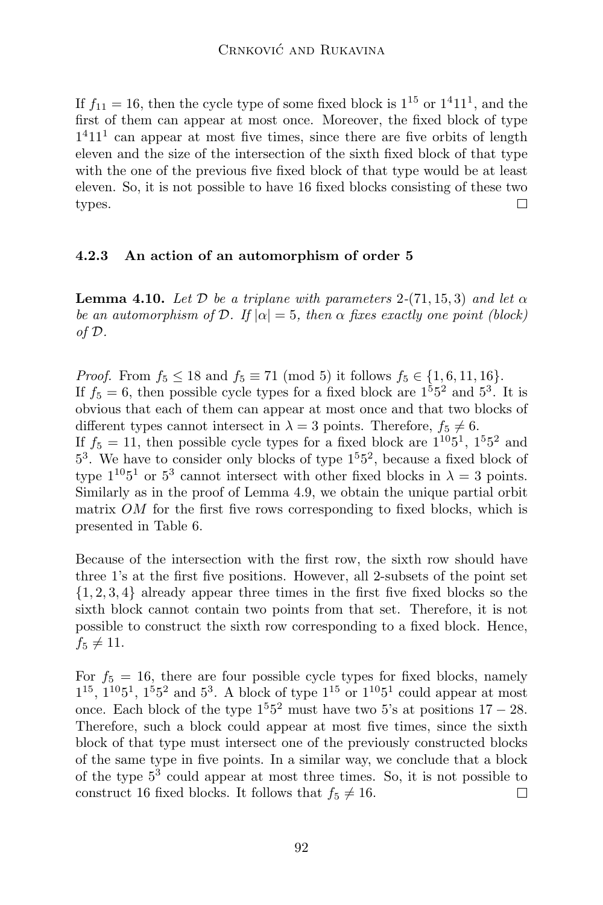If $f_{11} = 16$, then the cycle type of some fixed block is $1^{15}$ or $1^4 11^1$, and the first of them can appear at most once. Moreover, the fixed block of type $1^4 11^1$ can appear at most five times, since there are five orbits of length eleven and the size of the intersection of the sixth fixed block of that type with the one of the previous five fixed block of that type would be at least eleven. So, it is not possible to have 16 fixed blocks consisting of these two types. □

#### 4.2.3 An action of an automorphism of order 5

**Lemma 4.10.** *Let $\mathcal{D}$ be a triplane with parameters 2-$(71, 15, 3)$ and let $\alpha$ be an automorphism of $\mathcal{D}$. If $|\alpha| = 5$, then $\alpha$ fixes exactly one point (block) of $\mathcal{D}$.*

*Proof.* From $f_5 \leq 18$ and $f_5 \equiv 71 \pmod 5$ it follows $f_5 \in \{1, 6, 11, 16\}$.
If $f_5 = 6$, then possible cycle types for a fixed block are $1^5 5^2$ and $5^3$. It is obvious that each of them can appear at most once and that two blocks of different types cannot intersect in $\lambda = 3$ points. Therefore, $f_5 \neq 6$.
If $f_5 = 11$, then possible cycle types for a fixed block are $1^{10} 5^1$, $1^5 5^2$ and $5^3$. We have to consider only blocks of type $1^5 5^2$, because a fixed block of type $1^{10} 5^1$ or $5^3$ cannot intersect with other fixed blocks in $\lambda = 3$ points. Similarly as in the proof of Lemma 4.9, we obtain the unique partial orbit matrix $OM$ for the first five rows corresponding to fixed blocks, which is presented in Table 6.

Because of the intersection with the first row, the sixth row should have three 1's at the first five positions. However, all 2-subsets of the point set $\{1, 2, 3, 4\}$ already appear three times in the first five fixed blocks so the sixth block cannot contain two points from that set. Therefore, it is not possible to construct the sixth row corresponding to a fixed block. Hence, $f_5 \neq 11$.

For $f_5 = 16$, there are four possible cycle types for fixed blocks, namely $1^{15}$, $1^{10} 5^1$, $1^5 5^2$ and $5^3$. A block of type $1^{15}$ or $1^{10} 5^1$ could appear at most once. Each block of the type $1^5 5^2$ must have two 5's at positions $17 - 28$. Therefore, such a block could appear at most five times, since the sixth block of that type must intersect one of the previously constructed blocks of the same type in five points. In a similar way, we conclude that a block of the type $5^3$ could appear at most three times. So, it is not possible to construct 16 fixed blocks. It follows that $f_5 \neq 16$. □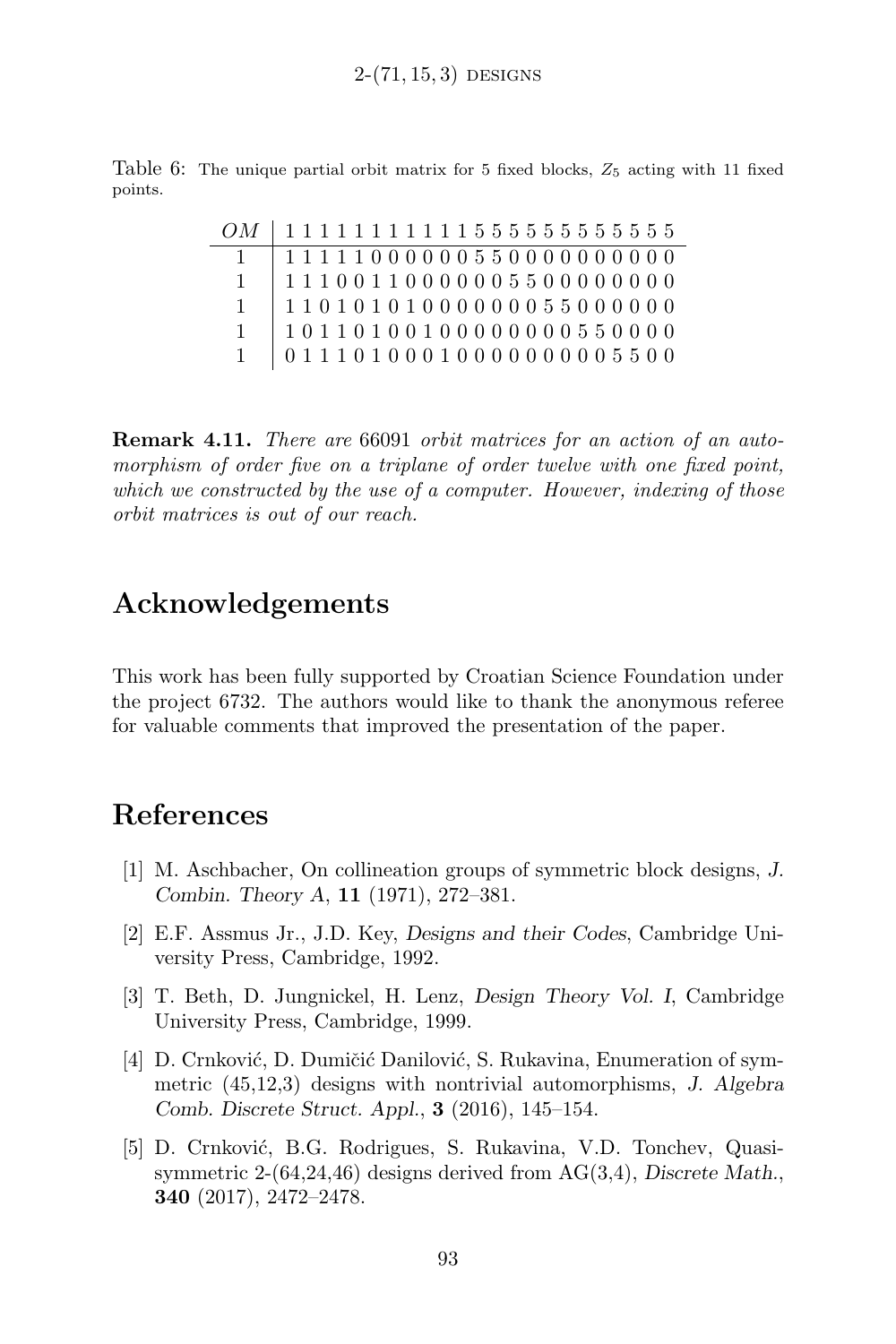Table 6: The unique partial orbit matrix for 5 fixed blocks, $Z_5$ acting with 11 fixed points.

| $OM$ | 1 | 1 | 1 | 1 | 1 | 1 | 1 | 1 | 1 | 1 | 1 | 5 | 5 | 5 | 5 | 5 | 5 | 5 | 5 | 5 | 5 | 5 | 5 |
|---|---|---|---|---|---|---|---|---|---|---|---|---|---|---|---|---|---|---|---|---|---|---|---|
| 1 | 1 | 1 | 1 | 1 | 1 | 0 | 0 | 0 | 0 | 0 | 0 | 5 | 5 | 0 | 0 | 0 | 0 | 0 | 0 | 0 | 0 | 0 | 0 |
| 1 | 1 | 1 | 1 | 0 | 0 | 1 | 1 | 0 | 0 | 0 | 0 | 0 | 0 | 5 | 5 | 0 | 0 | 0 | 0 | 0 | 0 | 0 | 0 |
| 1 | 1 | 1 | 0 | 1 | 0 | 1 | 0 | 1 | 0 | 0 | 0 | 0 | 0 | 0 | 0 | 5 | 5 | 0 | 0 | 0 | 0 | 0 | 0 |
| 1 | 1 | 0 | 1 | 1 | 0 | 1 | 0 | 0 | 1 | 0 | 0 | 0 | 0 | 0 | 0 | 0 | 0 | 5 | 5 | 0 | 0 | 0 | 0 |
| 1 | 0 | 1 | 1 | 1 | 0 | 1 | 0 | 0 | 0 | 1 | 0 | 0 | 0 | 0 | 0 | 0 | 0 | 0 | 0 | 5 | 5 | 0 | 0 |

**Remark 4.11.** *There are* 66091 *orbit matrices for an action of an automorphism of order five on a triplane of order twelve with one fixed point, which we constructed by the use of a computer. However, indexing of those orbit matrices is out of our reach.*

## Acknowledgements

This work has been fully supported by Croatian Science Foundation under the project 6732. The authors would like to thank the anonymous referee for valuable comments that improved the presentation of the paper.

## References

[1] M. Aschbacher, On collineation groups of symmetric block designs, *J. Combin. Theory A*, **11** (1971), 272–381.

[2] E.F. Assmus Jr., J.D. Key, *Designs and their Codes*, Cambridge University Press, Cambridge, 1992.

[3] T. Beth, D. Jungnickel, H. Lenz, *Design Theory Vol. I*, Cambridge University Press, Cambridge, 1999.

[4] D. Crnković, D. Dumičić Danilović, S. Rukavina, Enumeration of symmetric (45,12,3) designs with nontrivial automorphisms, *J. Algebra Comb. Discrete Struct. Appl.*, **3** (2016), 145–154.

[5] D. Crnković, B.G. Rodrigues, S. Rukavina, V.D. Tonchev, Quasi-symmetric 2-(64,24,46) designs derived from AG(3,4), *Discrete Math.*, **340** (2017), 2472–2478.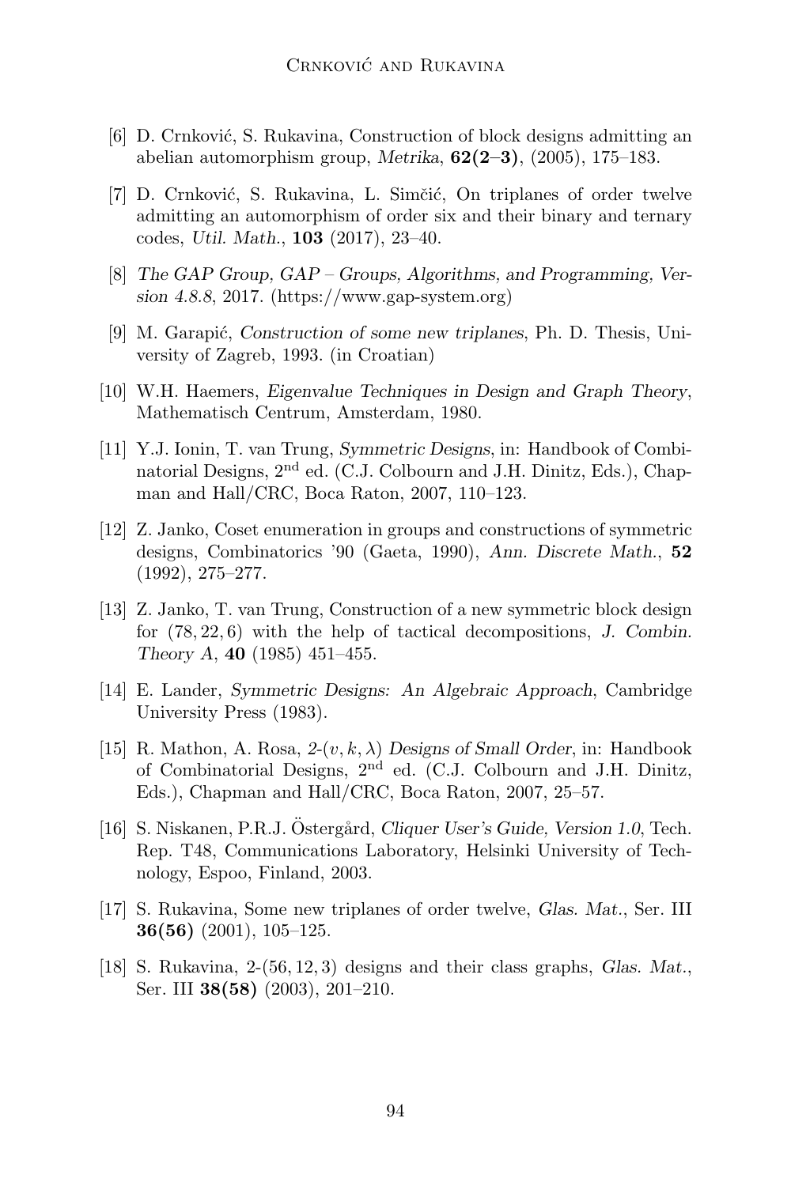[6] D. Crnković, S. Rukavina, Construction of block designs admitting an abelian automorphism group, *Metrika*, **62(2–3)**, (2005), 175–183.

[7] D. Crnković, S. Rukavina, L. Simčić, On triplanes of order twelve admitting an automorphism of order six and their binary and ternary codes, *Util. Math.*, **103** (2017), 23–40.

[8] *The GAP Group, GAP – Groups, Algorithms, and Programming, Version 4.8.8*, 2017. (https://www.gap-system.org)

[9] M. Garapić, *Construction of some new triplanes*, Ph. D. Thesis, University of Zagreb, 1993. (in Croatian)

[10] W.H. Haemers, *Eigenvalue Techniques in Design and Graph Theory*, Mathematisch Centrum, Amsterdam, 1980.

[11] Y.J. Ionin, T. van Trung, *Symmetric Designs*, in: Handbook of Combinatorial Designs, 2nd ed. (C.J. Colbourn and J.H. Dinitz, Eds.), Chapman and Hall/CRC, Boca Raton, 2007, 110–123.

[12] Z. Janko, Coset enumeration in groups and constructions of symmetric designs, Combinatorics '90 (Gaeta, 1990), *Ann. Discrete Math.*, **52** (1992), 275–277.

[13] Z. Janko, T. van Trung, Construction of a new symmetric block design for $(78, 22, 6)$ with the help of tactical decompositions, *J. Combin. Theory A*, **40** (1985) 451–455.

[14] E. Lander, *Symmetric Designs: An Algebraic Approach*, Cambridge University Press (1983).

[15] R. Mathon, A. Rosa, *2-$(v, k, \lambda)$ Designs of Small Order*, in: Handbook of Combinatorial Designs, 2nd ed. (C.J. Colbourn and J.H. Dinitz, Eds.), Chapman and Hall/CRC, Boca Raton, 2007, 25–57.

[16] S. Niskanen, P.R.J. Östergård, *Cliquer User's Guide, Version 1.0*, Tech. Rep. T48, Communications Laboratory, Helsinki University of Technology, Espoo, Finland, 2003.

[17] S. Rukavina, Some new triplanes of order twelve, *Glas. Mat.*, Ser. III **36(56)** (2001), 105–125.

[18] S. Rukavina, 2-$(56, 12, 3)$ designs and their class graphs, *Glas. Mat.*, Ser. III **38(58)** (2003), 201–210.